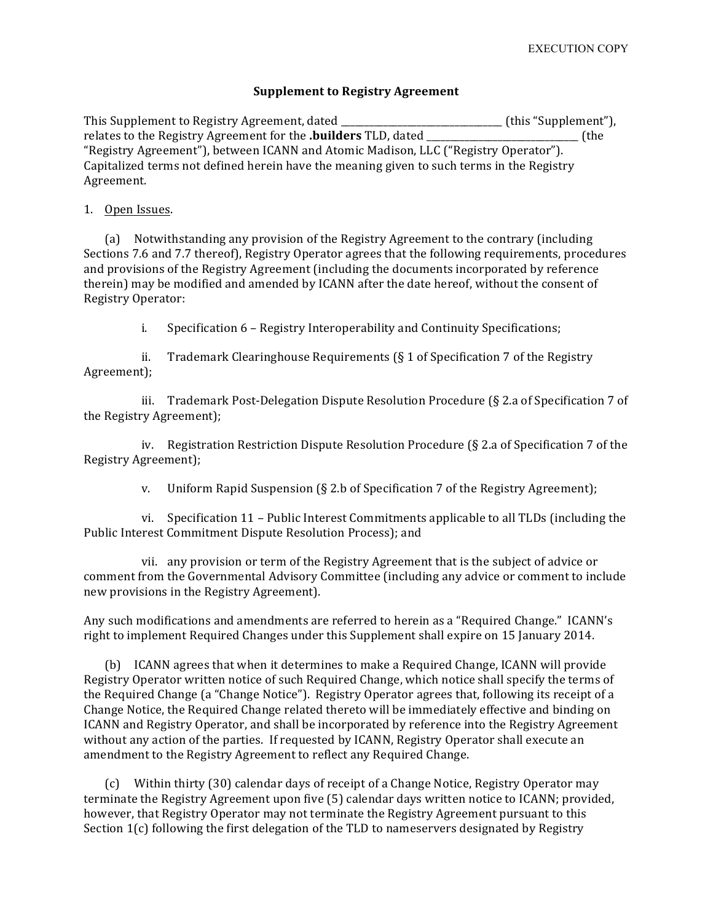EXECUTION COPY

**Supplement to Registry Agreement**

This Supplement to Registry Agreement, dated _________________________________ (this "Supplement"), relates to the Registry Agreement for the **.builders** TLD, dated ________________________________ (the "Registry Agreement"), between ICANN and Atomic Madison, LLC ("Registry Operator"). Capitalized terms not defined herein have the meaning given to such terms in the Registry Agreement.

1. Open Issues.

(a) Notwithstanding any provision of the Registry Agreement to the contrary (including Sections 7.6 and 7.7 thereof), Registry Operator agrees that the following requirements, procedures and provisions of the Registry Agreement (including the documents incorporated by reference therein) may be modified and amended by ICANN after the date hereof, without the consent of Registry Operator:

i. Specification 6 – Registry Interoperability and Continuity Specifications;

ii. Trademark Clearinghouse Requirements (§ 1 of Specification 7 of the Registry Agreement);

iii. Trademark Post-Delegation Dispute Resolution Procedure (§ 2.a of Specification 7 of the Registry Agreement);

iv. Registration Restriction Dispute Resolution Procedure (§ 2.a of Specification 7 of the Registry Agreement);

v. Uniform Rapid Suspension (§ 2.b of Specification 7 of the Registry Agreement);

vi. Specification 11 – Public Interest Commitments applicable to all TLDs (including the Public Interest Commitment Dispute Resolution Process); and

vii. any provision or term of the Registry Agreement that is the subject of advice or comment from the Governmental Advisory Committee (including any advice or comment to include new provisions in the Registry Agreement).

Any such modifications and amendments are referred to herein as a "Required Change." ICANN's right to implement Required Changes under this Supplement shall expire on 15 January 2014.

(b) ICANN agrees that when it determines to make a Required Change, ICANN will provide Registry Operator written notice of such Required Change, which notice shall specify the terms of the Required Change (a "Change Notice"). Registry Operator agrees that, following its receipt of a Change Notice, the Required Change related thereto will be immediately effective and binding on ICANN and Registry Operator, and shall be incorporated by reference into the Registry Agreement without any action of the parties. If requested by ICANN, Registry Operator shall execute an amendment to the Registry Agreement to reflect any Required Change.

(c) Within thirty (30) calendar days of receipt of a Change Notice, Registry Operator may terminate the Registry Agreement upon five (5) calendar days written notice to ICANN; provided, however, that Registry Operator may not terminate the Registry Agreement pursuant to this Section 1(c) following the first delegation of the TLD to nameservers designated by Registry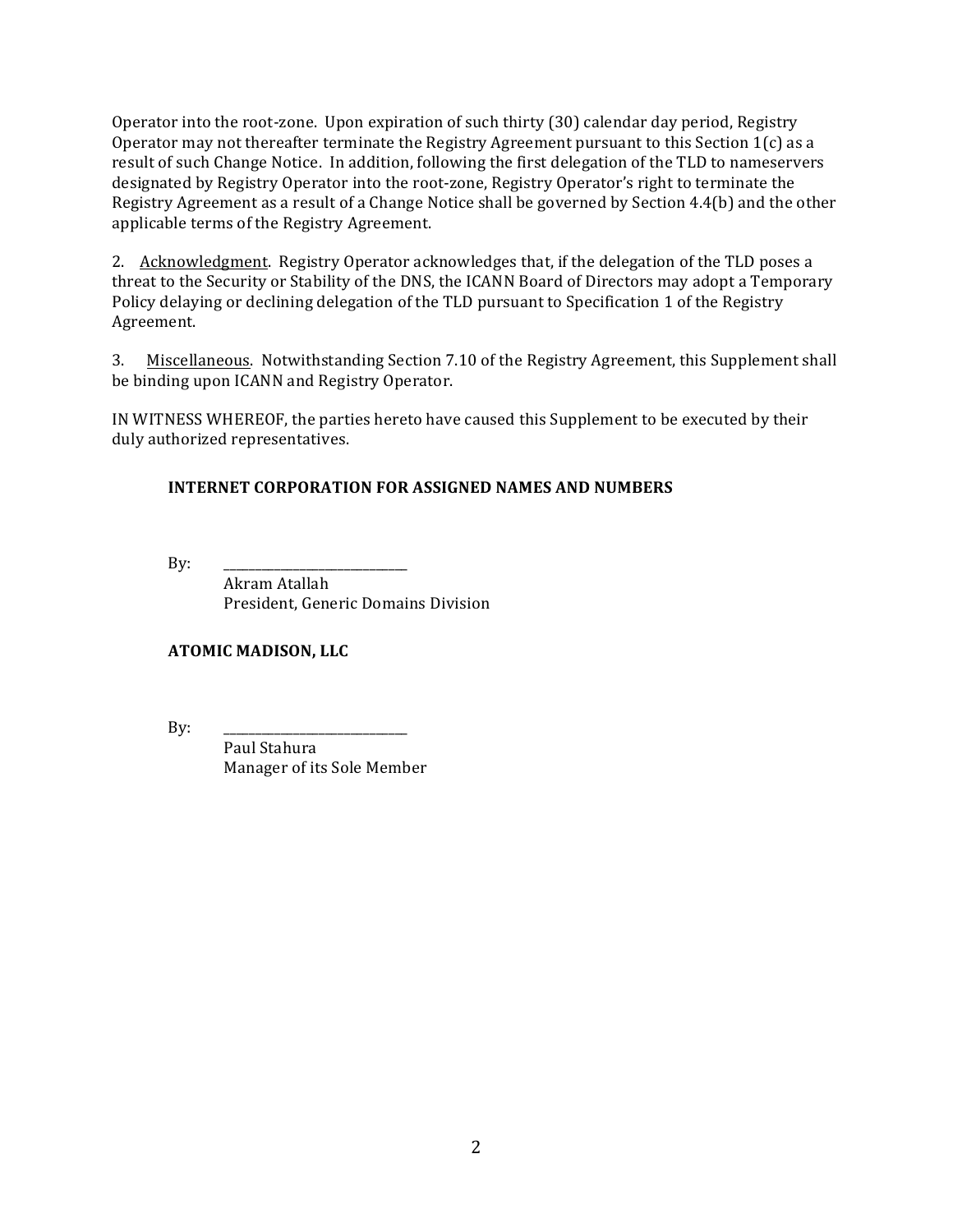Operator into the root-zone. Upon expiration of such thirty (30) calendar day period, Registry Operator may not thereafter terminate the Registry Agreement pursuant to this Section 1(c) as a result of such Change Notice. In addition, following the first delegation of the TLD to nameservers designated by Registry Operator into the root-zone, Registry Operator's right to terminate the Registry Agreement as a result of a Change Notice shall be governed by Section 4.4(b) and the other applicable terms of the Registry Agreement.

2. Acknowledgment. Registry Operator acknowledges that, if the delegation of the TLD poses a threat to the Security or Stability of the DNS, the ICANN Board of Directors may adopt a Temporary Policy delaying or declining delegation of the TLD pursuant to Specification 1 of the Registry Agreement.

3. Miscellaneous. Notwithstanding Section 7.10 of the Registry Agreement, this Supplement shall be binding upon ICANN and Registry Operator.

IN WITNESS WHEREOF, the parties hereto have caused this Supplement to be executed by their duly authorized representatives.

**INTERNET CORPORATION FOR ASSIGNED NAMES AND NUMBERS**

By: _____________________________
Akram Atallah
President, Generic Domains Division

**ATOMIC MADISON, LLC**

By: _____________________________
Paul Stahura
Manager of its Sole Member